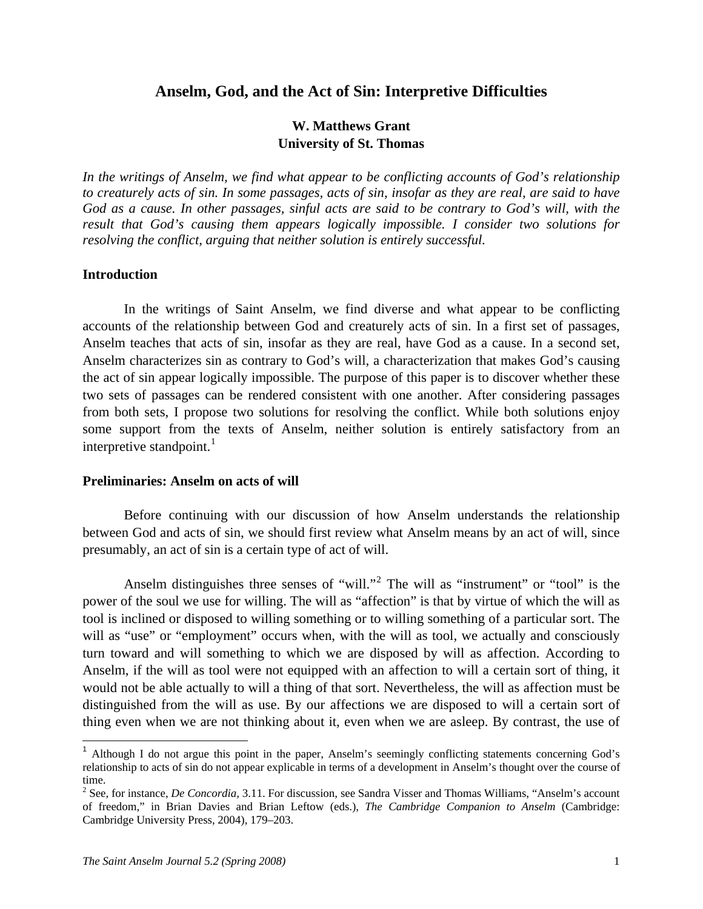# Anselm, God, and the Act of Sin: Interpretive Difficulties

**W. Matthews Grant**
**University of St. Thomas**

*In the writings of Anselm, we find what appear to be conflicting accounts of God's relationship to creaturely acts of sin. In some passages, acts of sin, insofar as they are real, are said to have God as a cause. In other passages, sinful acts are said to be contrary to God's will, with the result that God's causing them appears logically impossible. I consider two solutions for resolving the conflict, arguing that neither solution is entirely successful.*

## Introduction

In the writings of Saint Anselm, we find diverse and what appear to be conflicting accounts of the relationship between God and creaturely acts of sin. In a first set of passages, Anselm teaches that acts of sin, insofar as they are real, have God as a cause. In a second set, Anselm characterizes sin as contrary to God's will, a characterization that makes God's causing the act of sin appear logically impossible. The purpose of this paper is to discover whether these two sets of passages can be rendered consistent with one another. After considering passages from both sets, I propose two solutions for resolving the conflict. While both solutions enjoy some support from the texts of Anselm, neither solution is entirely satisfactory from an interpretive standpoint.[1]

## Preliminaries: Anselm on acts of will

Before continuing with our discussion of how Anselm understands the relationship between God and acts of sin, we should first review what Anselm means by an act of will, since presumably, an act of sin is a certain type of act of will.

Anselm distinguishes three senses of "will."[2] The will as "instrument" or "tool" is the power of the soul we use for willing. The will as "affection" is that by virtue of which the will as tool is inclined or disposed to willing something or to willing something of a particular sort. The will as "use" or "employment" occurs when, with the will as tool, we actually and consciously turn toward and will something to which we are disposed by will as affection. According to Anselm, if the will as tool were not equipped with an affection to will a certain sort of thing, it would not be able actually to will a thing of that sort. Nevertheless, the will as affection must be distinguished from the will as use. By our affections we are disposed to will a certain sort of thing even when we are not thinking about it, even when we are asleep. By contrast, the use of

---

[1] Although I do not argue this point in the paper, Anselm's seemingly conflicting statements concerning God's relationship to acts of sin do not appear explicable in terms of a development in Anselm's thought over the course of time.

[2] See, for instance, *De Concordia*, 3.11. For discussion, see Sandra Visser and Thomas Williams, "Anselm's account of freedom," in Brian Davies and Brian Leftow (eds.), *The Cambridge Companion to Anselm* (Cambridge: Cambridge University Press, 2004), 179–203.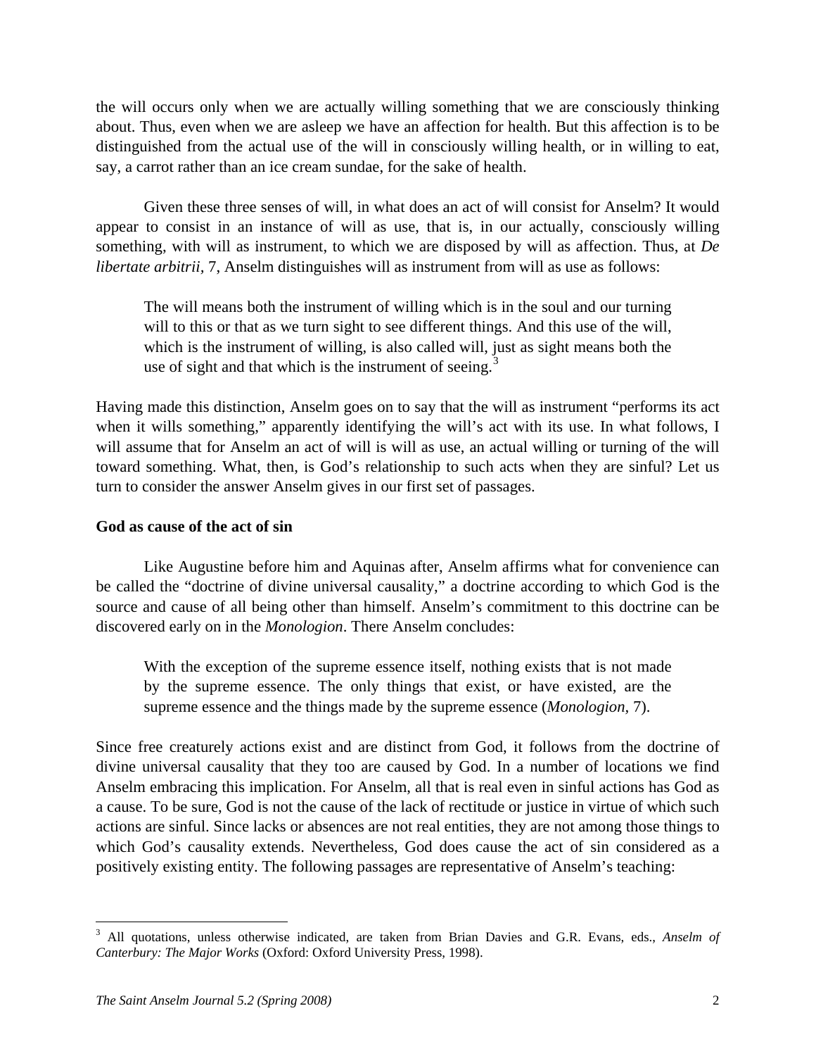the will occurs only when we are actually willing something that we are consciously thinking about. Thus, even when we are asleep we have an affection for health. But this affection is to be distinguished from the actual use of the will in consciously willing health, or in willing to eat, say, a carrot rather than an ice cream sundae, for the sake of health.

Given these three senses of will, in what does an act of will consist for Anselm? It would appear to consist in an instance of will as use, that is, in our actually, consciously willing something, with will as instrument, to which we are disposed by will as affection. Thus, at *De libertate arbitrii*, 7, Anselm distinguishes will as instrument from will as use as follows:

> The will means both the instrument of willing which is in the soul and our turning will to this or that as we turn sight to see different things. And this use of the will, which is the instrument of willing, is also called will, just as sight means both the use of sight and that which is the instrument of seeing.[3]

Having made this distinction, Anselm goes on to say that the will as instrument "performs its act when it wills something," apparently identifying the will's act with its use. In what follows, I will assume that for Anselm an act of will is will as use, an actual willing or turning of the will toward something. What, then, is God's relationship to such acts when they are sinful? Let us turn to consider the answer Anselm gives in our first set of passages.

**God as cause of the act of sin**

Like Augustine before him and Aquinas after, Anselm affirms what for convenience can be called the "doctrine of divine universal causality," a doctrine according to which God is the source and cause of all being other than himself. Anselm's commitment to this doctrine can be discovered early on in the *Monologion*. There Anselm concludes:

> With the exception of the supreme essence itself, nothing exists that is not made by the supreme essence. The only things that exist, or have existed, are the supreme essence and the things made by the supreme essence (*Monologion*, 7).

Since free creaturely actions exist and are distinct from God, it follows from the doctrine of divine universal causality that they too are caused by God. In a number of locations we find Anselm embracing this implication. For Anselm, all that is real even in sinful actions has God as a cause. To be sure, God is not the cause of the lack of rectitude or justice in virtue of which such actions are sinful. Since lacks or absences are not real entities, they are not among those things to which God's causality extends. Nevertheless, God does cause the act of sin considered as a positively existing entity. The following passages are representative of Anselm's teaching:

---

[3] All quotations, unless otherwise indicated, are taken from Brian Davies and G.R. Evans, eds., *Anselm of Canterbury: The Major Works* (Oxford: Oxford University Press, 1998).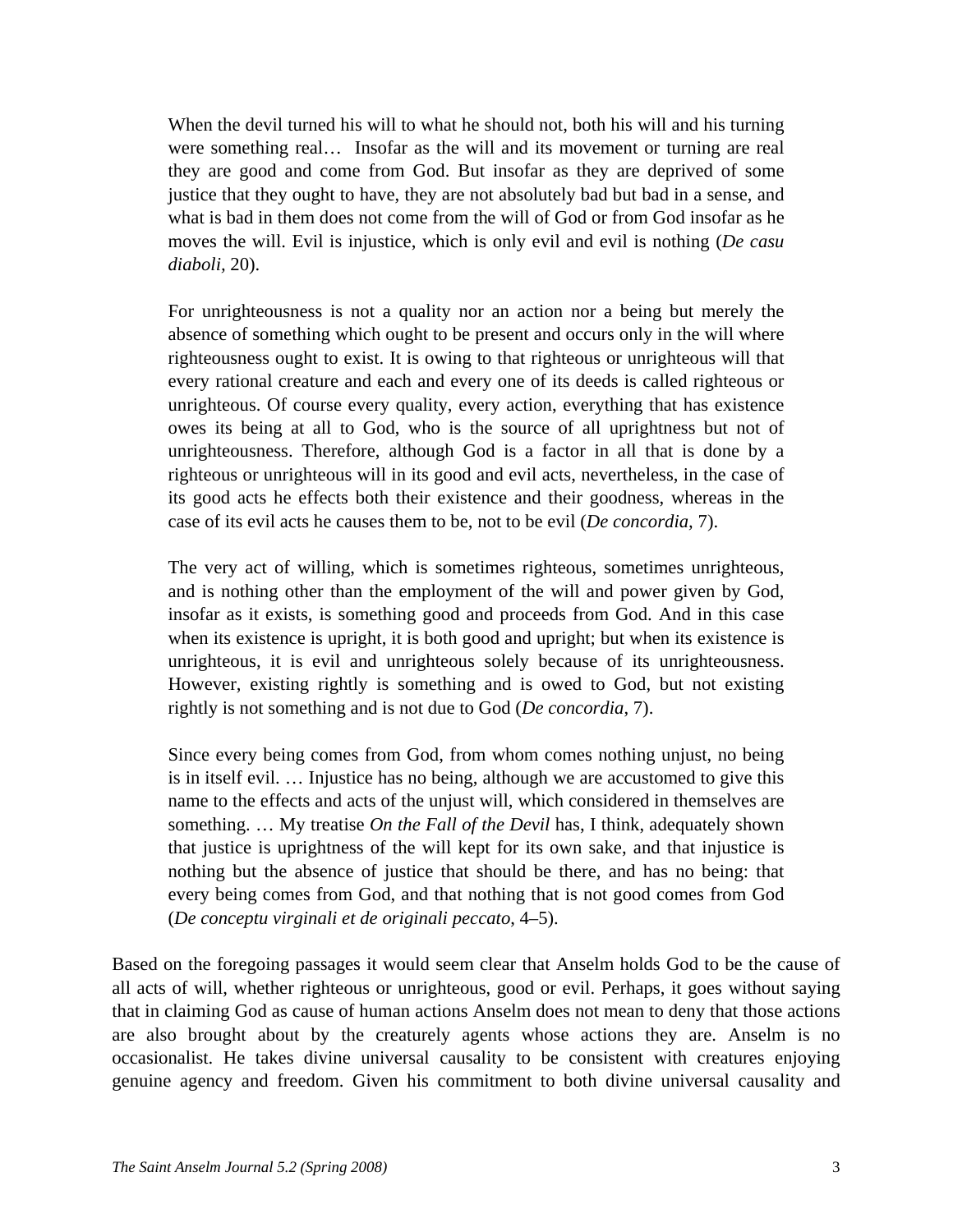> When the devil turned his will to what he should not, both his will and his turning were something real… Insofar as the will and its movement or turning are real they are good and come from God. But insofar as they are deprived of some justice that they ought to have, they are not absolutely bad but bad in a sense, and what is bad in them does not come from the will of God or from God insofar as he moves the will. Evil is injustice, which is only evil and evil is nothing (*De casu diaboli*, 20).

> For unrighteousness is not a quality nor an action nor a being but merely the absence of something which ought to be present and occurs only in the will where righteousness ought to exist. It is owing to that righteous or unrighteous will that every rational creature and each and every one of its deeds is called righteous or unrighteous. Of course every quality, every action, everything that has existence owes its being at all to God, who is the source of all uprightness but not of unrighteousness. Therefore, although God is a factor in all that is done by a righteous or unrighteous will in its good and evil acts, nevertheless, in the case of its good acts he effects both their existence and their goodness, whereas in the case of its evil acts he causes them to be, not to be evil (*De concordia*, 7).

> The very act of willing, which is sometimes righteous, sometimes unrighteous, and is nothing other than the employment of the will and power given by God, insofar as it exists, is something good and proceeds from God. And in this case when its existence is upright, it is both good and upright; but when its existence is unrighteous, it is evil and unrighteous solely because of its unrighteousness. However, existing rightly is something and is owed to God, but not existing rightly is not something and is not due to God (*De concordia*, 7).

> Since every being comes from God, from whom comes nothing unjust, no being is in itself evil. … Injustice has no being, although we are accustomed to give this name to the effects and acts of the unjust will, which considered in themselves are something. … My treatise *On the Fall of the Devil* has, I think, adequately shown that justice is uprightness of the will kept for its own sake, and that injustice is nothing but the absence of justice that should be there, and has no being: that every being comes from God, and that nothing that is not good comes from God (*De conceptu virginali et de originali peccato*, 4–5).

Based on the foregoing passages it would seem clear that Anselm holds God to be the cause of all acts of will, whether righteous or unrighteous, good or evil. Perhaps, it goes without saying that in claiming God as cause of human actions Anselm does not mean to deny that those actions are also brought about by the creaturely agents whose actions they are. Anselm is no occasionalist. He takes divine universal causality to be consistent with creatures enjoying genuine agency and freedom. Given his commitment to both divine universal causality and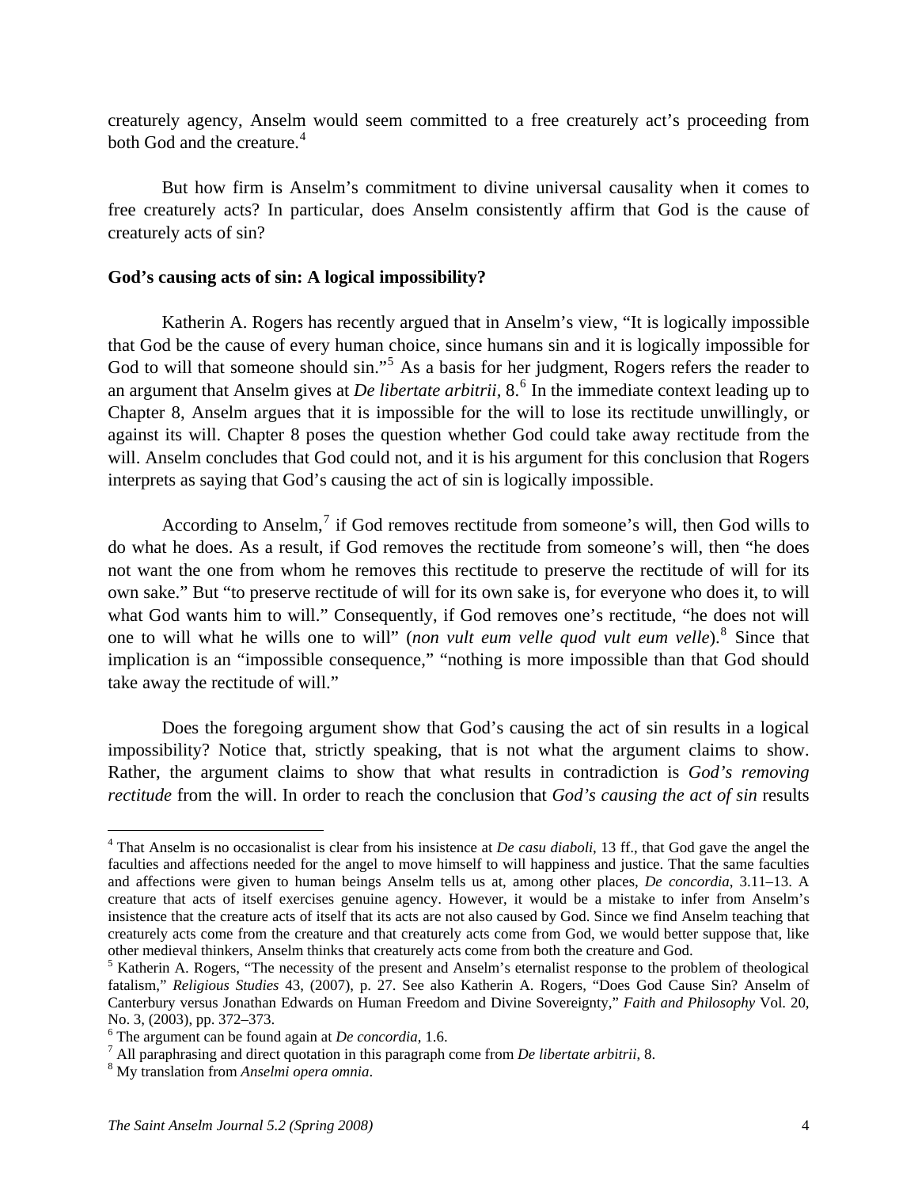creaturely agency, Anselm would seem committed to a free creaturely act's proceeding from both God and the creature.[4]

But how firm is Anselm's commitment to divine universal causality when it comes to free creaturely acts? In particular, does Anselm consistently affirm that God is the cause of creaturely acts of sin?

**God's causing acts of sin: A logical impossibility?**

Katherin A. Rogers has recently argued that in Anselm's view, "It is logically impossible that God be the cause of every human choice, since humans sin and it is logically impossible for God to will that someone should sin."[5] As a basis for her judgment, Rogers refers the reader to an argument that Anselm gives at *De libertate arbitrii*, 8.[6] In the immediate context leading up to Chapter 8, Anselm argues that it is impossible for the will to lose its rectitude unwillingly, or against its will. Chapter 8 poses the question whether God could take away rectitude from the will. Anselm concludes that God could not, and it is his argument for this conclusion that Rogers interprets as saying that God's causing the act of sin is logically impossible.

According to Anselm,[7] if God removes rectitude from someone's will, then God wills to do what he does. As a result, if God removes the rectitude from someone's will, then "he does not want the one from whom he removes this rectitude to preserve the rectitude of will for its own sake." But "to preserve rectitude of will for its own sake is, for everyone who does it, to will what God wants him to will." Consequently, if God removes one's rectitude, "he does not will one to will what he wills one to will" (*non vult eum velle quod vult eum velle*).[8] Since that implication is an "impossible consequence," "nothing is more impossible than that God should take away the rectitude of will."

Does the foregoing argument show that God's causing the act of sin results in a logical impossibility? Notice that, strictly speaking, that is not what the argument claims to show. Rather, the argument claims to show that what results in contradiction is *God's removing rectitude* from the will. In order to reach the conclusion that *God's causing the act of sin* results

---

[4] That Anselm is no occasionalist is clear from his insistence at *De casu diaboli*, 13 ff., that God gave the angel the faculties and affections needed for the angel to move himself to will happiness and justice. That the same faculties and affections were given to human beings Anselm tells us at, among other places, *De concordia*, 3.11–13. A creature that acts of itself exercises genuine agency. However, it would be a mistake to infer from Anselm's insistence that the creature acts of itself that its acts are not also caused by God. Since we find Anselm teaching that creaturely acts come from the creature and that creaturely acts come from God, we would better suppose that, like other medieval thinkers, Anselm thinks that creaturely acts come from both the creature and God.

[5] Katherin A. Rogers, "The necessity of the present and Anselm's eternalist response to the problem of theological fatalism," *Religious Studies* 43, (2007), p. 27. See also Katherin A. Rogers, "Does God Cause Sin? Anselm of Canterbury versus Jonathan Edwards on Human Freedom and Divine Sovereignty," *Faith and Philosophy* Vol. 20, No. 3, (2003), pp. 372–373.

[6] The argument can be found again at *De concordia*, 1.6.

[7] All paraphrasing and direct quotation in this paragraph come from *De libertate arbitrii*, 8.

[8] My translation from *Anselmi opera omnia*.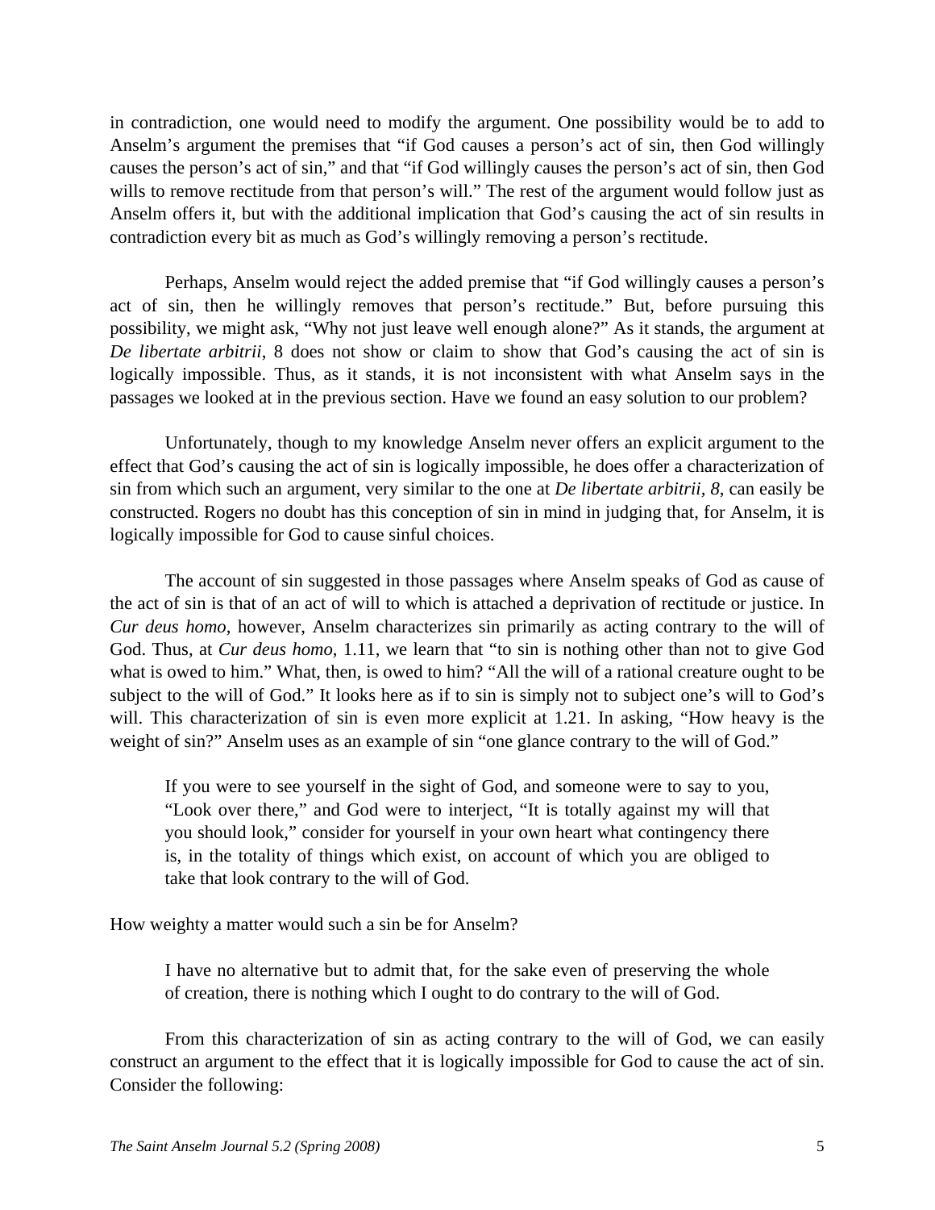in contradiction, one would need to modify the argument. One possibility would be to add to Anselm's argument the premises that "if God causes a person's act of sin, then God willingly causes the person's act of sin," and that "if God willingly causes the person's act of sin, then God wills to remove rectitude from that person's will." The rest of the argument would follow just as Anselm offers it, but with the additional implication that God's causing the act of sin results in contradiction every bit as much as God's willingly removing a person's rectitude.

Perhaps, Anselm would reject the added premise that "if God willingly causes a person's act of sin, then he willingly removes that person's rectitude." But, before pursuing this possibility, we might ask, "Why not just leave well enough alone?" As it stands, the argument at *De libertate arbitrii*, 8 does not show or claim to show that God's causing the act of sin is logically impossible. Thus, as it stands, it is not inconsistent with what Anselm says in the passages we looked at in the previous section. Have we found an easy solution to our problem?

Unfortunately, though to my knowledge Anselm never offers an explicit argument to the effect that God's causing the act of sin is logically impossible, he does offer a characterization of sin from which such an argument, very similar to the one at *De libertate arbitrii, 8*, can easily be constructed. Rogers no doubt has this conception of sin in mind in judging that, for Anselm, it is logically impossible for God to cause sinful choices.

The account of sin suggested in those passages where Anselm speaks of God as cause of the act of sin is that of an act of will to which is attached a deprivation of rectitude or justice. In *Cur deus homo*, however, Anselm characterizes sin primarily as acting contrary to the will of God. Thus, at *Cur deus homo*, 1.11, we learn that "to sin is nothing other than not to give God what is owed to him." What, then, is owed to him? "All the will of a rational creature ought to be subject to the will of God." It looks here as if to sin is simply not to subject one's will to God's will. This characterization of sin is even more explicit at 1.21. In asking, "How heavy is the weight of sin?" Anselm uses as an example of sin "one glance contrary to the will of God."

> If you were to see yourself in the sight of God, and someone were to say to you, "Look over there," and God were to interject, "It is totally against my will that you should look," consider for yourself in your own heart what contingency there is, in the totality of things which exist, on account of which you are obliged to take that look contrary to the will of God.

How weighty a matter would such a sin be for Anselm?

> I have no alternative but to admit that, for the sake even of preserving the whole of creation, there is nothing which I ought to do contrary to the will of God.

From this characterization of sin as acting contrary to the will of God, we can easily construct an argument to the effect that it is logically impossible for God to cause the act of sin. Consider the following: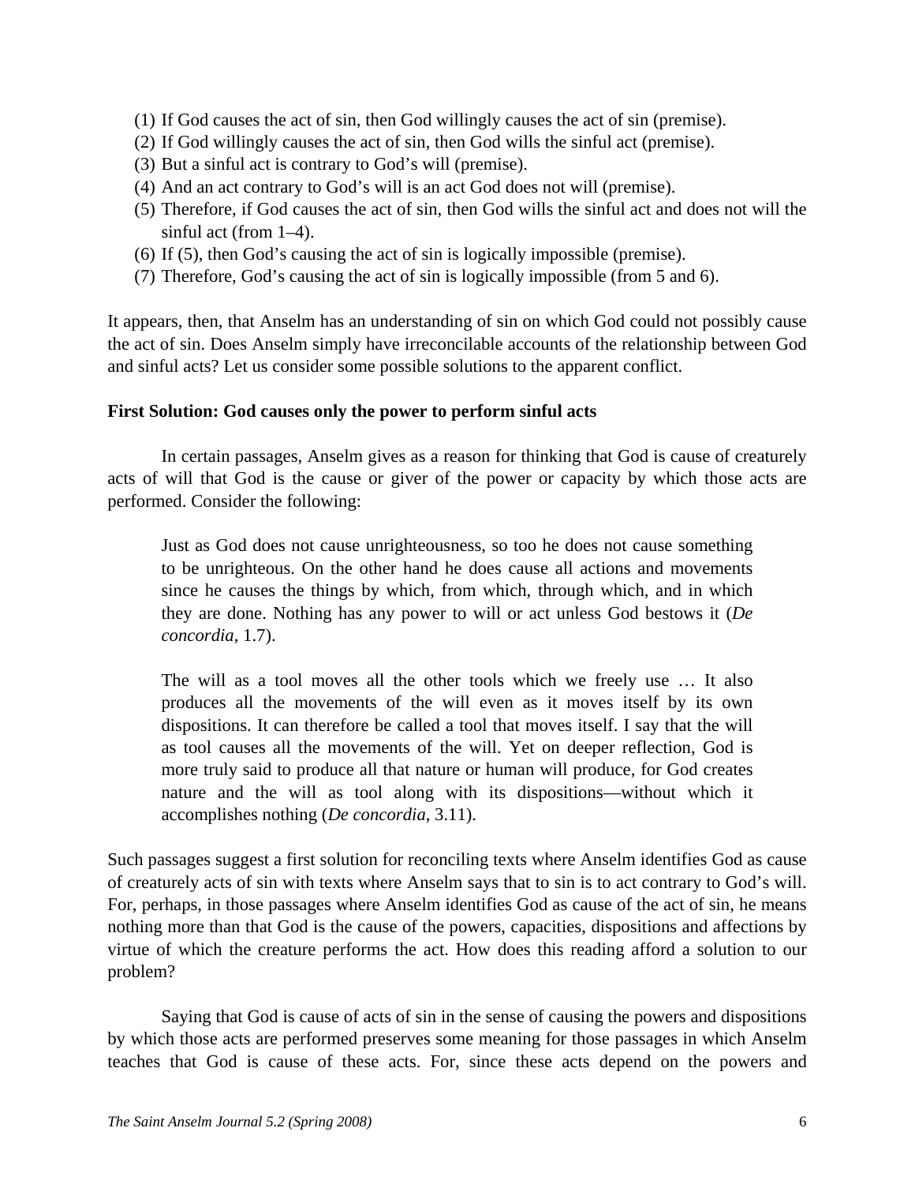(1) If God causes the act of sin, then God willingly causes the act of sin (premise).
(2) If God willingly causes the act of sin, then God wills the sinful act (premise).
(3) But a sinful act is contrary to God's will (premise).
(4) And an act contrary to God's will is an act God does not will (premise).
(5) Therefore, if God causes the act of sin, then God wills the sinful act and does not will the sinful act (from 1–4).
(6) If (5), then God's causing the act of sin is logically impossible (premise).
(7) Therefore, God's causing the act of sin is logically impossible (from 5 and 6).

It appears, then, that Anselm has an understanding of sin on which God could not possibly cause the act of sin. Does Anselm simply have irreconcilable accounts of the relationship between God and sinful acts? Let us consider some possible solutions to the apparent conflict.

**First Solution: God causes only the power to perform sinful acts**

In certain passages, Anselm gives as a reason for thinking that God is cause of creaturely acts of will that God is the cause or giver of the power or capacity by which those acts are performed. Consider the following:

> Just as God does not cause unrighteousness, so too he does not cause something to be unrighteous. On the other hand he does cause all actions and movements since he causes the things by which, from which, through which, and in which they are done. Nothing has any power to will or act unless God bestows it (*De concordia*, 1.7).

> The will as a tool moves all the other tools which we freely use … It also produces all the movements of the will even as it moves itself by its own dispositions. It can therefore be called a tool that moves itself. I say that the will as tool causes all the movements of the will. Yet on deeper reflection, God is more truly said to produce all that nature or human will produce, for God creates nature and the will as tool along with its dispositions—without which it accomplishes nothing (*De concordia*, 3.11).

Such passages suggest a first solution for reconciling texts where Anselm identifies God as cause of creaturely acts of sin with texts where Anselm says that to sin is to act contrary to God's will. For, perhaps, in those passages where Anselm identifies God as cause of the act of sin, he means nothing more than that God is the cause of the powers, capacities, dispositions and affections by virtue of which the creature performs the act. How does this reading afford a solution to our problem?

Saying that God is cause of acts of sin in the sense of causing the powers and dispositions by which those acts are performed preserves some meaning for those passages in which Anselm teaches that God is cause of these acts. For, since these acts depend on the powers and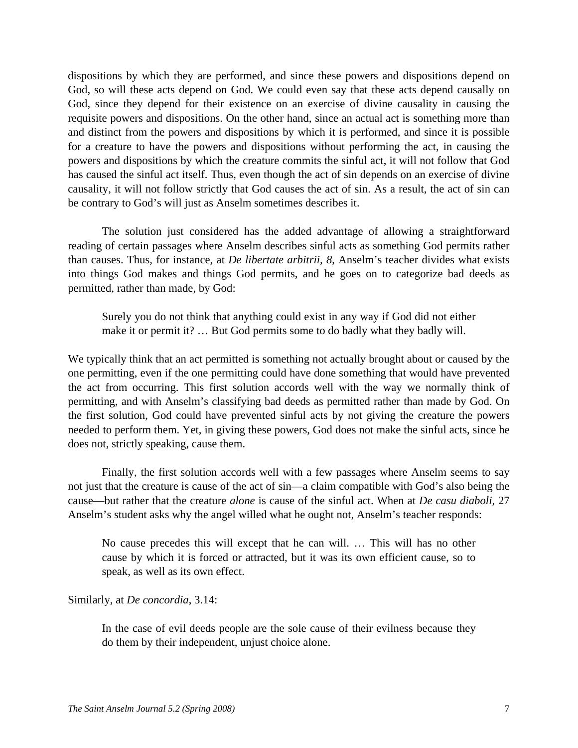dispositions by which they are performed, and since these powers and dispositions depend on God, so will these acts depend on God. We could even say that these acts depend causally on God, since they depend for their existence on an exercise of divine causality in causing the requisite powers and dispositions. On the other hand, since an actual act is something more than and distinct from the powers and dispositions by which it is performed, and since it is possible for a creature to have the powers and dispositions without performing the act, in causing the powers and dispositions by which the creature commits the sinful act, it will not follow that God has caused the sinful act itself. Thus, even though the act of sin depends on an exercise of divine causality, it will not follow strictly that God causes the act of sin. As a result, the act of sin can be contrary to God's will just as Anselm sometimes describes it.

The solution just considered has the added advantage of allowing a straightforward reading of certain passages where Anselm describes sinful acts as something God permits rather than causes. Thus, for instance, at *De libertate arbitrii, 8*, Anselm's teacher divides what exists into things God makes and things God permits, and he goes on to categorize bad deeds as permitted, rather than made, by God:

> Surely you do not think that anything could exist in any way if God did not either make it or permit it? … But God permits some to do badly what they badly will.

We typically think that an act permitted is something not actually brought about or caused by the one permitting, even if the one permitting could have done something that would have prevented the act from occurring. This first solution accords well with the way we normally think of permitting, and with Anselm's classifying bad deeds as permitted rather than made by God. On the first solution, God could have prevented sinful acts by not giving the creature the powers needed to perform them. Yet, in giving these powers, God does not make the sinful acts, since he does not, strictly speaking, cause them.

Finally, the first solution accords well with a few passages where Anselm seems to say not just that the creature is cause of the act of sin—a claim compatible with God's also being the cause—but rather that the creature *alone* is cause of the sinful act. When at *De casu diaboli*, 27 Anselm's student asks why the angel willed what he ought not, Anselm's teacher responds:

> No cause precedes this will except that he can will. … This will has no other cause by which it is forced or attracted, but it was its own efficient cause, so to speak, as well as its own effect.

Similarly, at *De concordia*, 3.14:

> In the case of evil deeds people are the sole cause of their evilness because they do them by their independent, unjust choice alone.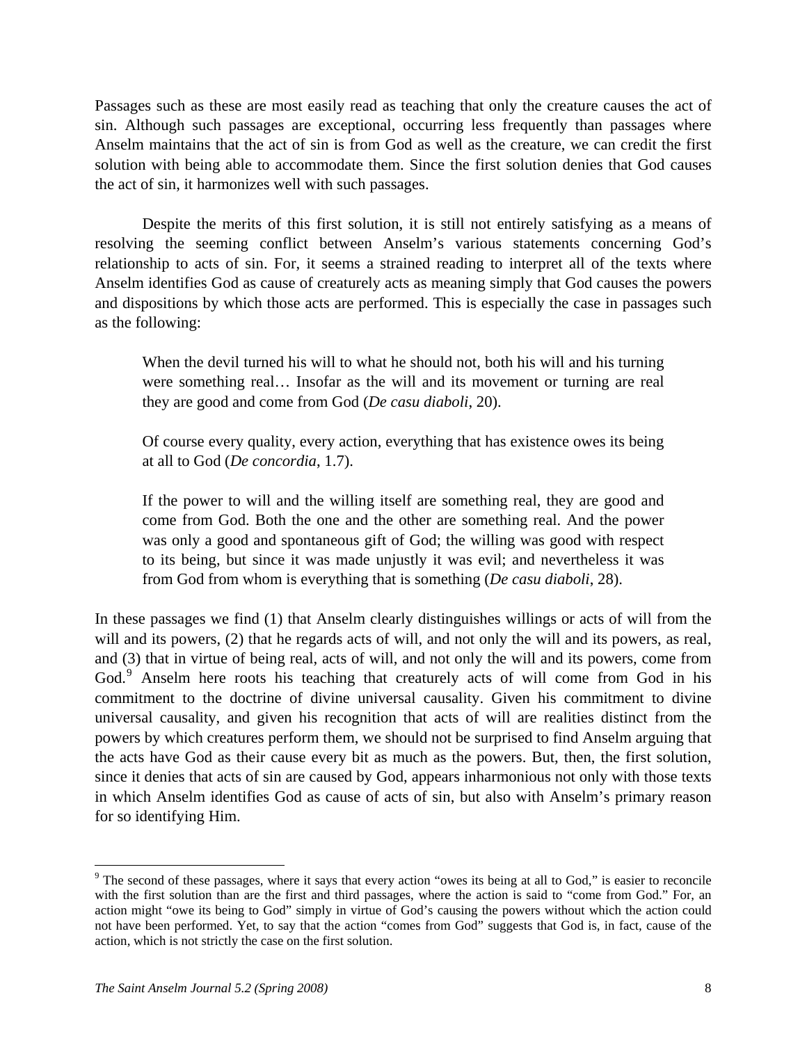Passages such as these are most easily read as teaching that only the creature causes the act of sin. Although such passages are exceptional, occurring less frequently than passages where Anselm maintains that the act of sin is from God as well as the creature, we can credit the first solution with being able to accommodate them. Since the first solution denies that God causes the act of sin, it harmonizes well with such passages.

Despite the merits of this first solution, it is still not entirely satisfying as a means of resolving the seeming conflict between Anselm's various statements concerning God's relationship to acts of sin. For, it seems a strained reading to interpret all of the texts where Anselm identifies God as cause of creaturely acts as meaning simply that God causes the powers and dispositions by which those acts are performed. This is especially the case in passages such as the following:

> When the devil turned his will to what he should not, both his will and his turning were something real… Insofar as the will and its movement or turning are real they are good and come from God (*De casu diaboli*, 20).
>
> Of course every quality, every action, everything that has existence owes its being at all to God (*De concordia*, 1.7).
>
> If the power to will and the willing itself are something real, they are good and come from God. Both the one and the other are something real. And the power was only a good and spontaneous gift of God; the willing was good with respect to its being, but since it was made unjustly it was evil; and nevertheless it was from God from whom is everything that is something (*De casu diaboli*, 28).

In these passages we find (1) that Anselm clearly distinguishes willings or acts of will from the will and its powers, (2) that he regards acts of will, and not only the will and its powers, as real, and (3) that in virtue of being real, acts of will, and not only the will and its powers, come from God.[9] Anselm here roots his teaching that creaturely acts of will come from God in his commitment to the doctrine of divine universal causality. Given his commitment to divine universal causality, and given his recognition that acts of will are realities distinct from the powers by which creatures perform them, we should not be surprised to find Anselm arguing that the acts have God as their cause every bit as much as the powers. But, then, the first solution, since it denies that acts of sin are caused by God, appears inharmonious not only with those texts in which Anselm identifies God as cause of acts of sin, but also with Anselm's primary reason for so identifying Him.

---

[9] The second of these passages, where it says that every action "owes its being at all to God," is easier to reconcile with the first solution than are the first and third passages, where the action is said to "come from God." For, an action might "owe its being to God" simply in virtue of God's causing the powers without which the action could not have been performed. Yet, to say that the action "comes from God" suggests that God is, in fact, cause of the action, which is not strictly the case on the first solution.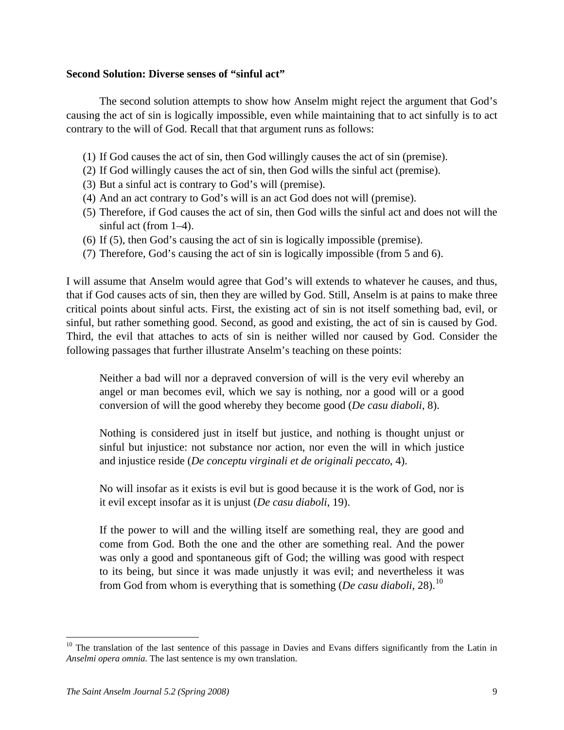**Second Solution: Diverse senses of "sinful act"**

The second solution attempts to show how Anselm might reject the argument that God's causing the act of sin is logically impossible, even while maintaining that to act sinfully is to act contrary to the will of God. Recall that that argument runs as follows:

(1) If God causes the act of sin, then God willingly causes the act of sin (premise).
(2) If God willingly causes the act of sin, then God wills the sinful act (premise).
(3) But a sinful act is contrary to God's will (premise).
(4) And an act contrary to God's will is an act God does not will (premise).
(5) Therefore, if God causes the act of sin, then God wills the sinful act and does not will the sinful act (from 1–4).
(6) If (5), then God's causing the act of sin is logically impossible (premise).
(7) Therefore, God's causing the act of sin is logically impossible (from 5 and 6).

I will assume that Anselm would agree that God's will extends to whatever he causes, and thus, that if God causes acts of sin, then they are willed by God. Still, Anselm is at pains to make three critical points about sinful acts. First, the existing act of sin is not itself something bad, evil, or sinful, but rather something good. Second, as good and existing, the act of sin is caused by God. Third, the evil that attaches to acts of sin is neither willed nor caused by God. Consider the following passages that further illustrate Anselm's teaching on these points:

> Neither a bad will nor a depraved conversion of will is the very evil whereby an angel or man becomes evil, which we say is nothing, nor a good will or a good conversion of will the good whereby they become good (*De casu diaboli*, 8).

> Nothing is considered just in itself but justice, and nothing is thought unjust or sinful but injustice: not substance nor action, nor even the will in which justice and injustice reside (*De conceptu virginali et de originali peccato*, 4).

> No will insofar as it exists is evil but is good because it is the work of God, nor is it evil except insofar as it is unjust (*De casu diaboli*, 19).

> If the power to will and the willing itself are something real, they are good and come from God. Both the one and the other are something real. And the power was only a good and spontaneous gift of God; the willing was good with respect to its being, but since it was made unjustly it was evil; and nevertheless it was from God from whom is everything that is something (*De casu diaboli*, 28).[10]

[10] The translation of the last sentence of this passage in Davies and Evans differs significantly from the Latin in *Anselmi opera omnia*. The last sentence is my own translation.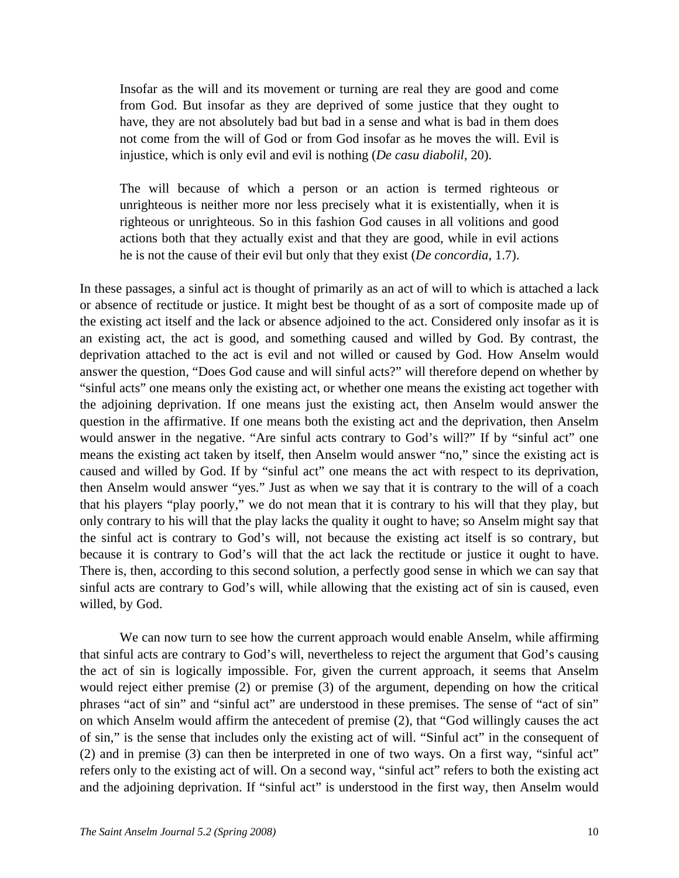> Insofar as the will and its movement or turning are real they are good and come from God. But insofar as they are deprived of some justice that they ought to have, they are not absolutely bad but bad in a sense and what is bad in them does not come from the will of God or from God insofar as he moves the will. Evil is injustice, which is only evil and evil is nothing (*De casu diabolil*, 20).

> The will because of which a person or an action is termed righteous or unrighteous is neither more nor less precisely what it is existentially, when it is righteous or unrighteous. So in this fashion God causes in all volitions and good actions both that they actually exist and that they are good, while in evil actions he is not the cause of their evil but only that they exist (*De concordia*, 1.7).

In these passages, a sinful act is thought of primarily as an act of will to which is attached a lack or absence of rectitude or justice. It might best be thought of as a sort of composite made up of the existing act itself and the lack or absence adjoined to the act. Considered only insofar as it is an existing act, the act is good, and something caused and willed by God. By contrast, the deprivation attached to the act is evil and not willed or caused by God. How Anselm would answer the question, "Does God cause and will sinful acts?" will therefore depend on whether by "sinful acts" one means only the existing act, or whether one means the existing act together with the adjoining deprivation. If one means just the existing act, then Anselm would answer the question in the affirmative. If one means both the existing act and the deprivation, then Anselm would answer in the negative. "Are sinful acts contrary to God's will?" If by "sinful act" one means the existing act taken by itself, then Anselm would answer "no," since the existing act is caused and willed by God. If by "sinful act" one means the act with respect to its deprivation, then Anselm would answer "yes." Just as when we say that it is contrary to the will of a coach that his players "play poorly," we do not mean that it is contrary to his will that they play, but only contrary to his will that the play lacks the quality it ought to have; so Anselm might say that the sinful act is contrary to God's will, not because the existing act itself is so contrary, but because it is contrary to God's will that the act lack the rectitude or justice it ought to have. There is, then, according to this second solution, a perfectly good sense in which we can say that sinful acts are contrary to God's will, while allowing that the existing act of sin is caused, even willed, by God.

We can now turn to see how the current approach would enable Anselm, while affirming that sinful acts are contrary to God's will, nevertheless to reject the argument that God's causing the act of sin is logically impossible. For, given the current approach, it seems that Anselm would reject either premise (2) or premise (3) of the argument, depending on how the critical phrases "act of sin" and "sinful act" are understood in these premises. The sense of "act of sin" on which Anselm would affirm the antecedent of premise (2), that "God willingly causes the act of sin," is the sense that includes only the existing act of will. "Sinful act" in the consequent of (2) and in premise (3) can then be interpreted in one of two ways. On a first way, "sinful act" refers only to the existing act of will. On a second way, "sinful act" refers to both the existing act and the adjoining deprivation. If "sinful act" is understood in the first way, then Anselm would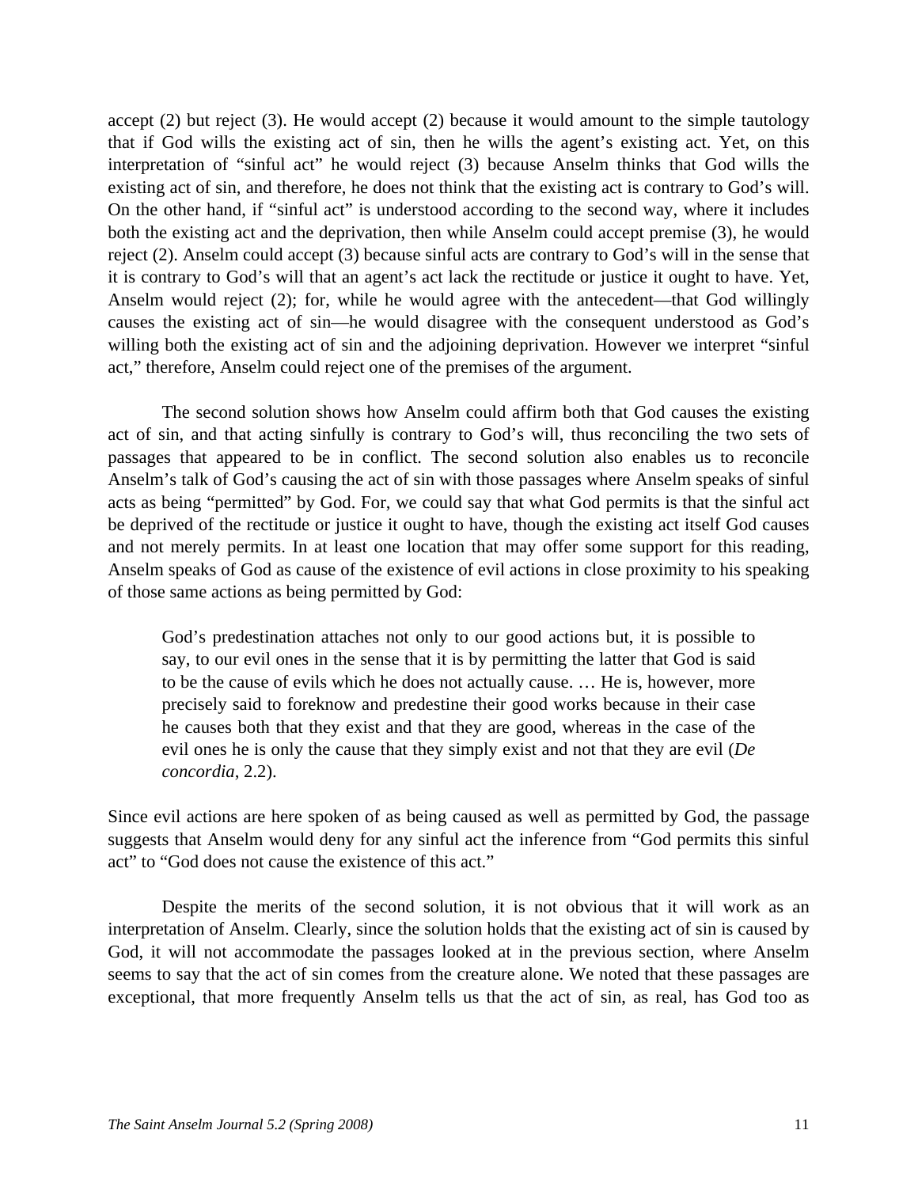accept (2) but reject (3). He would accept (2) because it would amount to the simple tautology that if God wills the existing act of sin, then he wills the agent's existing act. Yet, on this interpretation of "sinful act" he would reject (3) because Anselm thinks that God wills the existing act of sin, and therefore, he does not think that the existing act is contrary to God's will. On the other hand, if "sinful act" is understood according to the second way, where it includes both the existing act and the deprivation, then while Anselm could accept premise (3), he would reject (2). Anselm could accept (3) because sinful acts are contrary to God's will in the sense that it is contrary to God's will that an agent's act lack the rectitude or justice it ought to have. Yet, Anselm would reject (2); for, while he would agree with the antecedent—that God willingly causes the existing act of sin—he would disagree with the consequent understood as God's willing both the existing act of sin and the adjoining deprivation. However we interpret "sinful act," therefore, Anselm could reject one of the premises of the argument.

The second solution shows how Anselm could affirm both that God causes the existing act of sin, and that acting sinfully is contrary to God's will, thus reconciling the two sets of passages that appeared to be in conflict. The second solution also enables us to reconcile Anselm's talk of God's causing the act of sin with those passages where Anselm speaks of sinful acts as being "permitted" by God. For, we could say that what God permits is that the sinful act be deprived of the rectitude or justice it ought to have, though the existing act itself God causes and not merely permits. In at least one location that may offer some support for this reading, Anselm speaks of God as cause of the existence of evil actions in close proximity to his speaking of those same actions as being permitted by God:

> God's predestination attaches not only to our good actions but, it is possible to say, to our evil ones in the sense that it is by permitting the latter that God is said to be the cause of evils which he does not actually cause. … He is, however, more precisely said to foreknow and predestine their good works because in their case he causes both that they exist and that they are good, whereas in the case of the evil ones he is only the cause that they simply exist and not that they are evil (*De concordia*, 2.2).

Since evil actions are here spoken of as being caused as well as permitted by God, the passage suggests that Anselm would deny for any sinful act the inference from "God permits this sinful act" to "God does not cause the existence of this act."

Despite the merits of the second solution, it is not obvious that it will work as an interpretation of Anselm. Clearly, since the solution holds that the existing act of sin is caused by God, it will not accommodate the passages looked at in the previous section, where Anselm seems to say that the act of sin comes from the creature alone. We noted that these passages are exceptional, that more frequently Anselm tells us that the act of sin, as real, has God too as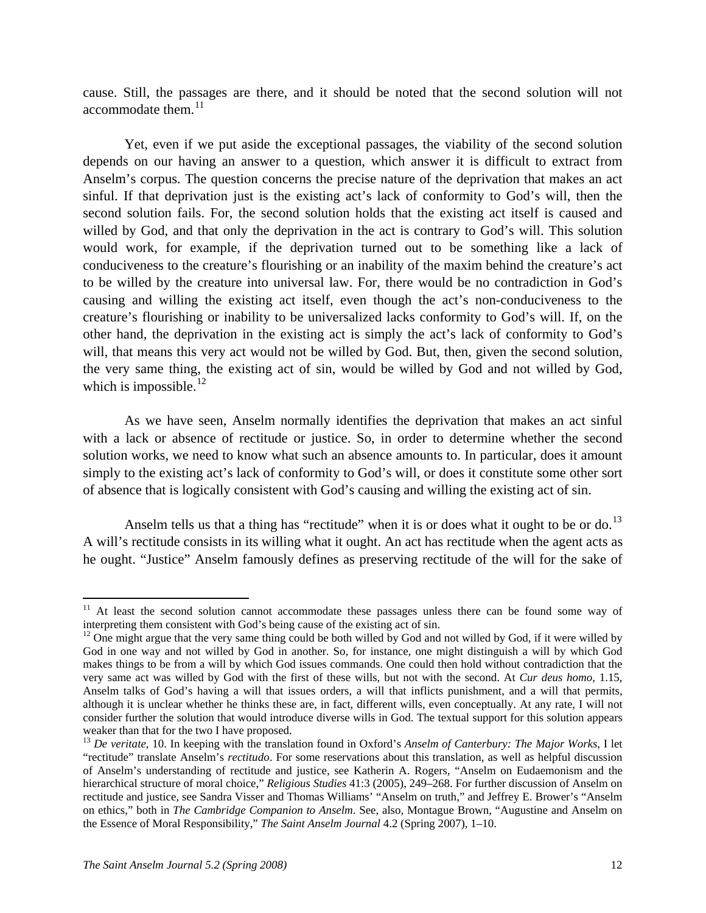cause. Still, the passages are there, and it should be noted that the second solution will not accommodate them.[11]

Yet, even if we put aside the exceptional passages, the viability of the second solution depends on our having an answer to a question, which answer it is difficult to extract from Anselm's corpus. The question concerns the precise nature of the deprivation that makes an act sinful. If that deprivation just is the existing act's lack of conformity to God's will, then the second solution fails. For, the second solution holds that the existing act itself is caused and willed by God, and that only the deprivation in the act is contrary to God's will. This solution would work, for example, if the deprivation turned out to be something like a lack of conduciveness to the creature's flourishing or an inability of the maxim behind the creature's act to be willed by the creature into universal law. For, there would be no contradiction in God's causing and willing the existing act itself, even though the act's non-conduciveness to the creature's flourishing or inability to be universalized lacks conformity to God's will. If, on the other hand, the deprivation in the existing act is simply the act's lack of conformity to God's will, that means this very act would not be willed by God. But, then, given the second solution, the very same thing, the existing act of sin, would be willed by God and not willed by God, which is impossible.[12]

As we have seen, Anselm normally identifies the deprivation that makes an act sinful with a lack or absence of rectitude or justice. So, in order to determine whether the second solution works, we need to know what such an absence amounts to. In particular, does it amount simply to the existing act's lack of conformity to God's will, or does it constitute some other sort of absence that is logically consistent with God's causing and willing the existing act of sin.

Anselm tells us that a thing has "rectitude" when it is or does what it ought to be or do.[13] A will's rectitude consists in its willing what it ought. An act has rectitude when the agent acts as he ought. "Justice" Anselm famously defines as preserving rectitude of the will for the sake of

---

[11] At least the second solution cannot accommodate these passages unless there can be found some way of interpreting them consistent with God's being cause of the existing act of sin.

[12] One might argue that the very same thing could be both willed by God and not willed by God, if it were willed by God in one way and not willed by God in another. So, for instance, one might distinguish a will by which God makes things to be from a will by which God issues commands. One could then hold without contradiction that the very same act was willed by God with the first of these wills, but not with the second. At *Cur deus homo*, 1.15, Anselm talks of God's having a will that issues orders, a will that inflicts punishment, and a will that permits, although it is unclear whether he thinks these are, in fact, different wills, even conceptually. At any rate, I will not consider further the solution that would introduce diverse wills in God. The textual support for this solution appears weaker than that for the two I have proposed.

[13] *De veritate*, 10. In keeping with the translation found in Oxford's *Anselm of Canterbury: The Major Works*, I let "rectitude" translate Anselm's *rectitudo*. For some reservations about this translation, as well as helpful discussion of Anselm's understanding of rectitude and justice, see Katherin A. Rogers, "Anselm on Eudaemonism and the hierarchical structure of moral choice," *Religious Studies* 41:3 (2005), 249–268. For further discussion of Anselm on rectitude and justice, see Sandra Visser and Thomas Williams' "Anselm on truth," and Jeffrey E. Brower's "Anselm on ethics," both in *The Cambridge Companion to Anselm*. See, also, Montague Brown, "Augustine and Anselm on the Essence of Moral Responsibility," *The Saint Anselm Journal* 4.2 (Spring 2007), 1–10.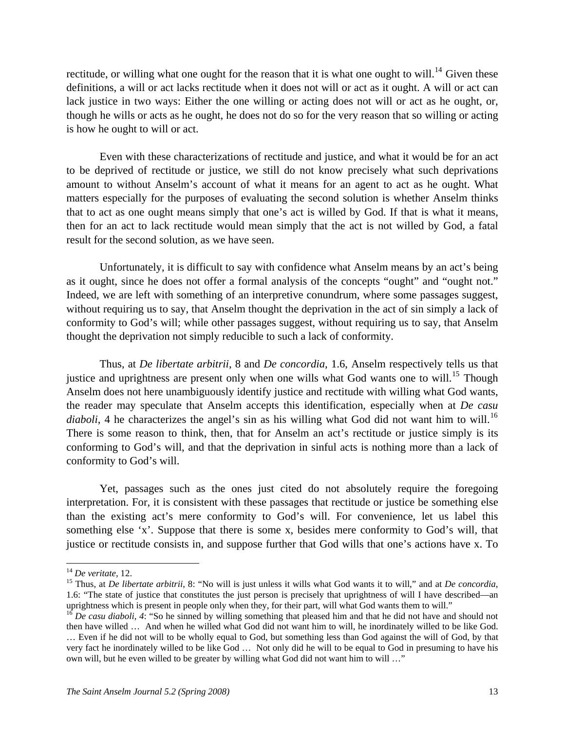rectitude, or willing what one ought for the reason that it is what one ought to will.[14] Given these definitions, a will or act lacks rectitude when it does not will or act as it ought. A will or act can lack justice in two ways: Either the one willing or acting does not will or act as he ought, or, though he wills or acts as he ought, he does not do so for the very reason that so willing or acting is how he ought to will or act.

Even with these characterizations of rectitude and justice, and what it would be for an act to be deprived of rectitude or justice, we still do not know precisely what such deprivations amount to without Anselm's account of what it means for an agent to act as he ought. What matters especially for the purposes of evaluating the second solution is whether Anselm thinks that to act as one ought means simply that one's act is willed by God. If that is what it means, then for an act to lack rectitude would mean simply that the act is not willed by God, a fatal result for the second solution, as we have seen.

Unfortunately, it is difficult to say with confidence what Anselm means by an act's being as it ought, since he does not offer a formal analysis of the concepts "ought" and "ought not." Indeed, we are left with something of an interpretive conundrum, where some passages suggest, without requiring us to say, that Anselm thought the deprivation in the act of sin simply a lack of conformity to God's will; while other passages suggest, without requiring us to say, that Anselm thought the deprivation not simply reducible to such a lack of conformity.

Thus, at *De libertate arbitrii*, 8 and *De concordia*, 1.6, Anselm respectively tells us that justice and uprightness are present only when one wills what God wants one to will.[15] Though Anselm does not here unambiguously identify justice and rectitude with willing what God wants, the reader may speculate that Anselm accepts this identification, especially when at *De casu diaboli*, 4 he characterizes the angel's sin as his willing what God did not want him to will.[16] There is some reason to think, then, that for Anselm an act's rectitude or justice simply is its conforming to God's will, and that the deprivation in sinful acts is nothing more than a lack of conformity to God's will.

Yet, passages such as the ones just cited do not absolutely require the foregoing interpretation. For, it is consistent with these passages that rectitude or justice be something else than the existing act's mere conformity to God's will. For convenience, let us label this something else 'x'. Suppose that there is some x, besides mere conformity to God's will, that justice or rectitude consists in, and suppose further that God wills that one's actions have x. To

---

[14] *De veritate*, 12.

[15] Thus, at *De libertate arbitrii*, 8: "No will is just unless it wills what God wants it to will," and at *De concordia*, 1.6: "The state of justice that constitutes the just person is precisely that uprightness of will I have described—an uprightness which is present in people only when they, for their part, will what God wants them to will."

[16] *De casu diaboli*, *4*: "So he sinned by willing something that pleased him and that he did not have and should not then have willed … And when he willed what God did not want him to will, he inordinately willed to be like God. … Even if he did not will to be wholly equal to God, but something less than God against the will of God, by that very fact he inordinately willed to be like God … Not only did he will to be equal to God in presuming to have his own will, but he even willed to be greater by willing what God did not want him to will …"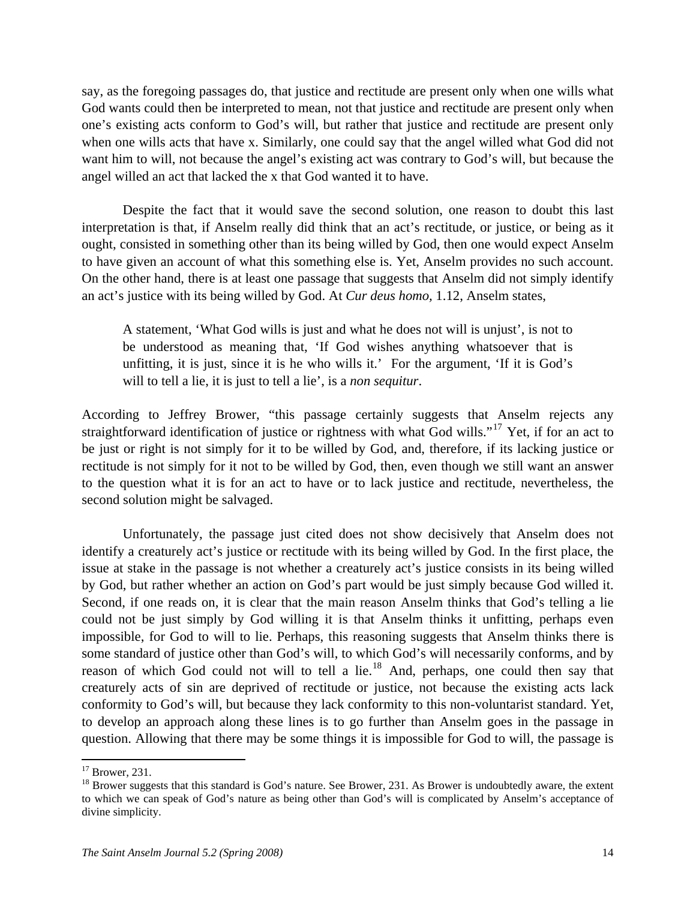say, as the foregoing passages do, that justice and rectitude are present only when one wills what God wants could then be interpreted to mean, not that justice and rectitude are present only when one's existing acts conform to God's will, but rather that justice and rectitude are present only when one wills acts that have x. Similarly, one could say that the angel willed what God did not want him to will, not because the angel's existing act was contrary to God's will, but because the angel willed an act that lacked the x that God wanted it to have.

Despite the fact that it would save the second solution, one reason to doubt this last interpretation is that, if Anselm really did think that an act's rectitude, or justice, or being as it ought, consisted in something other than its being willed by God, then one would expect Anselm to have given an account of what this something else is. Yet, Anselm provides no such account. On the other hand, there is at least one passage that suggests that Anselm did not simply identify an act's justice with its being willed by God. At *Cur deus homo,* 1.12, Anselm states,

> A statement, 'What God wills is just and what he does not will is unjust', is not to be understood as meaning that, 'If God wishes anything whatsoever that is unfitting, it is just, since it is he who wills it.' For the argument, 'If it is God's will to tell a lie, it is just to tell a lie', is a *non sequitur*.

According to Jeffrey Brower, "this passage certainly suggests that Anselm rejects any straightforward identification of justice or rightness with what God wills."[17] Yet, if for an act to be just or right is not simply for it to be willed by God, and, therefore, if its lacking justice or rectitude is not simply for it not to be willed by God, then, even though we still want an answer to the question what it is for an act to have or to lack justice and rectitude, nevertheless, the second solution might be salvaged.

Unfortunately, the passage just cited does not show decisively that Anselm does not identify a creaturely act's justice or rectitude with its being willed by God. In the first place, the issue at stake in the passage is not whether a creaturely act's justice consists in its being willed by God, but rather whether an action on God's part would be just simply because God willed it. Second, if one reads on, it is clear that the main reason Anselm thinks that God's telling a lie could not be just simply by God willing it is that Anselm thinks it unfitting, perhaps even impossible, for God to will to lie. Perhaps, this reasoning suggests that Anselm thinks there is some standard of justice other than God's will, to which God's will necessarily conforms, and by reason of which God could not will to tell a lie.[18] And, perhaps, one could then say that creaturely acts of sin are deprived of rectitude or justice, not because the existing acts lack conformity to God's will, but because they lack conformity to this non-voluntarist standard. Yet, to develop an approach along these lines is to go further than Anselm goes in the passage in question. Allowing that there may be some things it is impossible for God to will, the passage is

---

[17] Brower, 231.

[18] Brower suggests that this standard is God's nature. See Brower, 231. As Brower is undoubtedly aware, the extent to which we can speak of God's nature as being other than God's will is complicated by Anselm's acceptance of divine simplicity.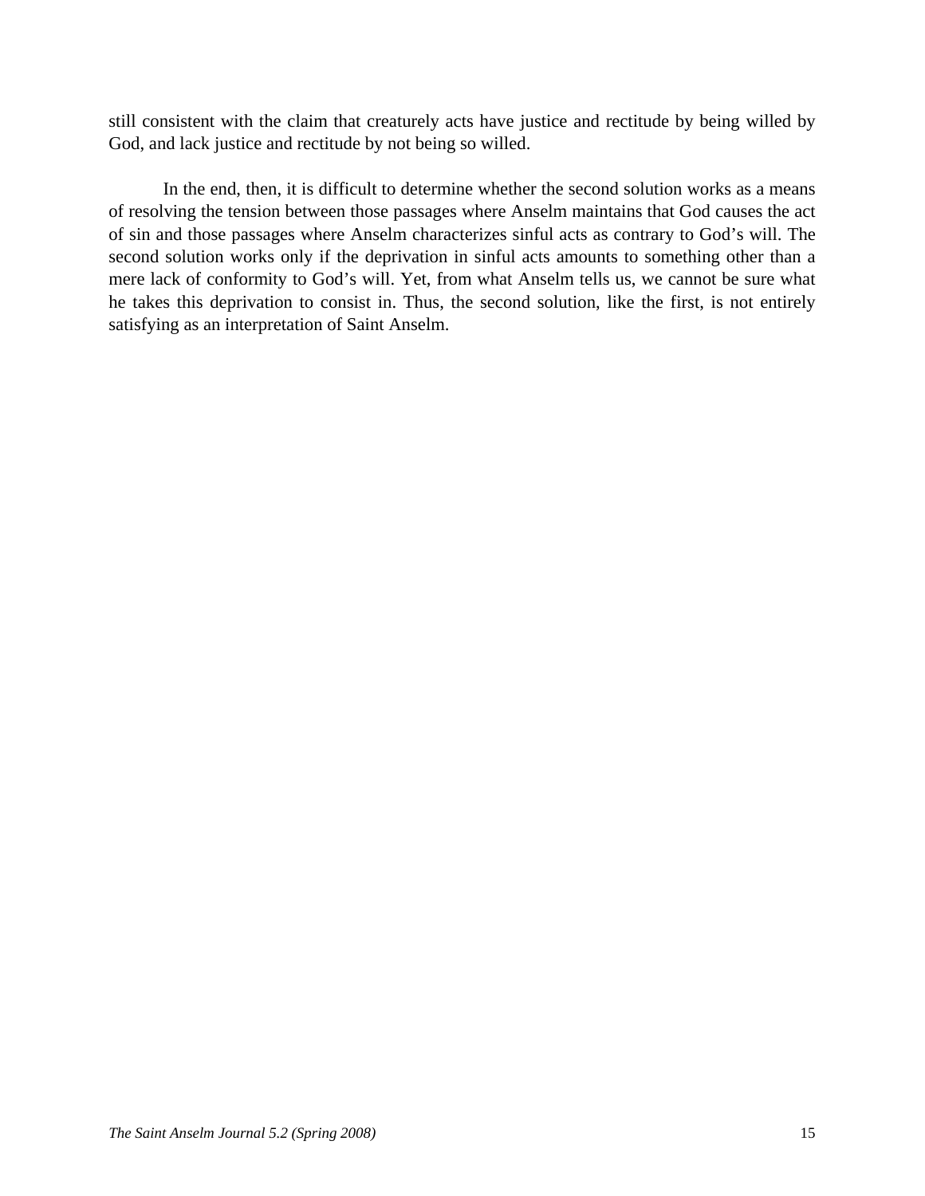still consistent with the claim that creaturely acts have justice and rectitude by being willed by God, and lack justice and rectitude by not being so willed.

In the end, then, it is difficult to determine whether the second solution works as a means of resolving the tension between those passages where Anselm maintains that God causes the act of sin and those passages where Anselm characterizes sinful acts as contrary to God's will. The second solution works only if the deprivation in sinful acts amounts to something other than a mere lack of conformity to God's will. Yet, from what Anselm tells us, we cannot be sure what he takes this deprivation to consist in. Thus, the second solution, like the first, is not entirely satisfying as an interpretation of Saint Anselm.